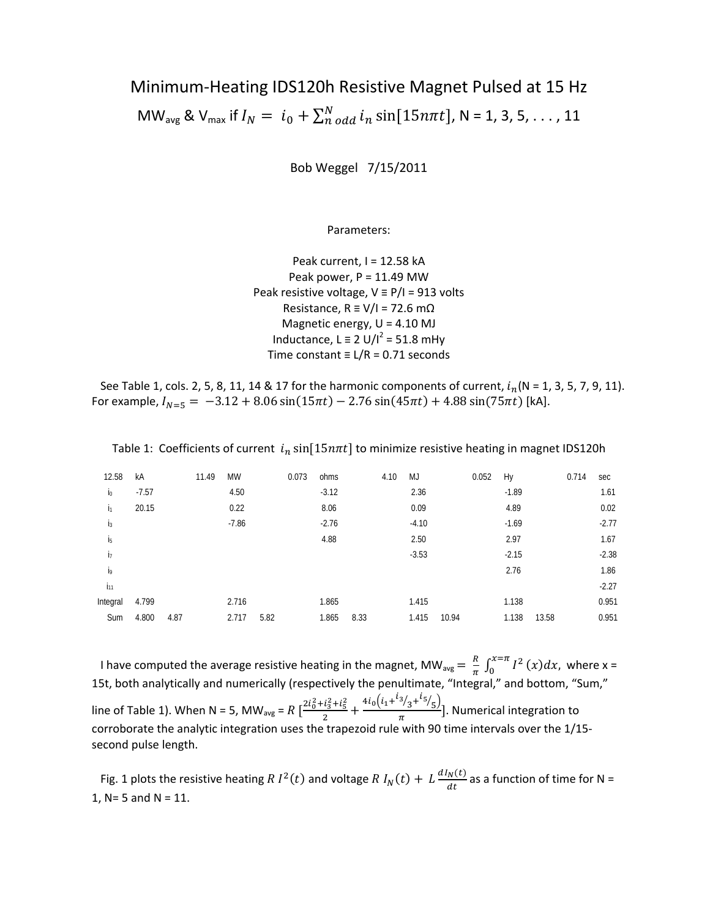# Minimum-Heating IDS120h Resistive Magnet Pulsed at 15 Hz

## $\text{MW}_{avg}$ & $V_{max}$ if $I_N = i_0 + \sum_{n\ odd}^{N} i_n \sin[15n\pi t]$, N = 1, 3, 5, . . . , 11

Bob Weggel 7/15/2011

Parameters:

Peak current, I = 12.58 kA
Peak power, P = 11.49 MW
Peak resistive voltage, V ≡ P/I = 913 volts
Resistance, R ≡ V/I = 72.6 mΩ
Magnetic energy, U = 4.10 MJ
Inductance, L ≡ 2 U/I$^2$ = 51.8 mHy
Time constant ≡ L/R = 0.71 seconds

See Table 1, cols. 2, 5, 8, 11, 14 & 17 for the harmonic components of current, $i_n$(N = 1, 3, 5, 7, 9, 11). For example, $I_{N=5} = -3.12 + 8.06\sin(15\pi t) - 2.76\sin(45\pi t) + 4.88\sin(75\pi t)$ [kA].

Table 1: Coefficients of current $i_n \sin[15n\pi t]$ to minimize resistive heating in magnet IDS120h

| 12.58 | kA | | 11.49 | MW | | 0.073 | ohms | | 4.10 | MJ | | 0.052 | Hy | | 0.714 | sec |
|---|---|---|---|---|---|---|---|---|---|---|---|---|---|---|---|---|
| $i_0$ | -7.57 | | | 4.50 | | | -3.12 | | | 2.36 | | | -1.89 | | | 1.61 |
| $i_1$ | 20.15 | | | 0.22 | | | 8.06 | | | 0.09 | | | 4.89 | | | 0.02 |
| $i_3$ | | | | -7.86 | | | -2.76 | | | -4.10 | | | -1.69 | | | -2.77 |
| $i_5$ | | | | | | | 4.88 | | | 2.50 | | | 2.97 | | | 1.67 |
| $i_7$ | | | | | | | | | | -3.53 | | | -2.15 | | | -2.38 |
| $i_9$ | | | | | | | | | | | | | 2.76 | | | 1.86 |
| $i_{11}$ | | | | | | | | | | | | | | | | -2.27 |
| Integral | 4.799 | | | 2.716 | | | 1.865 | | | 1.415 | | | 1.138 | | | 0.951 |
| Sum | 4.800 | 4.87 | | 2.717 | 5.82 | | 1.865 | 8.33 | | 1.415 | 10.94 | | 1.138 | 13.58 | | 0.951 |

I have computed the average resistive heating in the magnet, $\text{MW}_{avg} = \frac{R}{\pi}\int_0^{x=\pi} I^2(x)dx$, where x = 15t, both analytically and numerically (respectively the penultimate, "Integral," and bottom, "Sum," line of Table 1). When N = 5, $\text{MW}_{avg} = R\left[\frac{2i_0^2 + i_3^2 + i_5^2}{2} + \frac{4i_0\left(i_1 + {}^{i_3}/_3 + {}^{i_5}/_5\right)}{\pi}\right]$. Numerical integration to corroborate the analytic integration uses the trapezoid rule with 90 time intervals over the 1/15-second pulse length.

Fig. 1 plots the resistive heating $R\,I^2(t)$ and voltage $R\,I_N(t) + L\frac{dI_N(t)}{dt}$ as a function of time for N = 1, N= 5 and N = 11.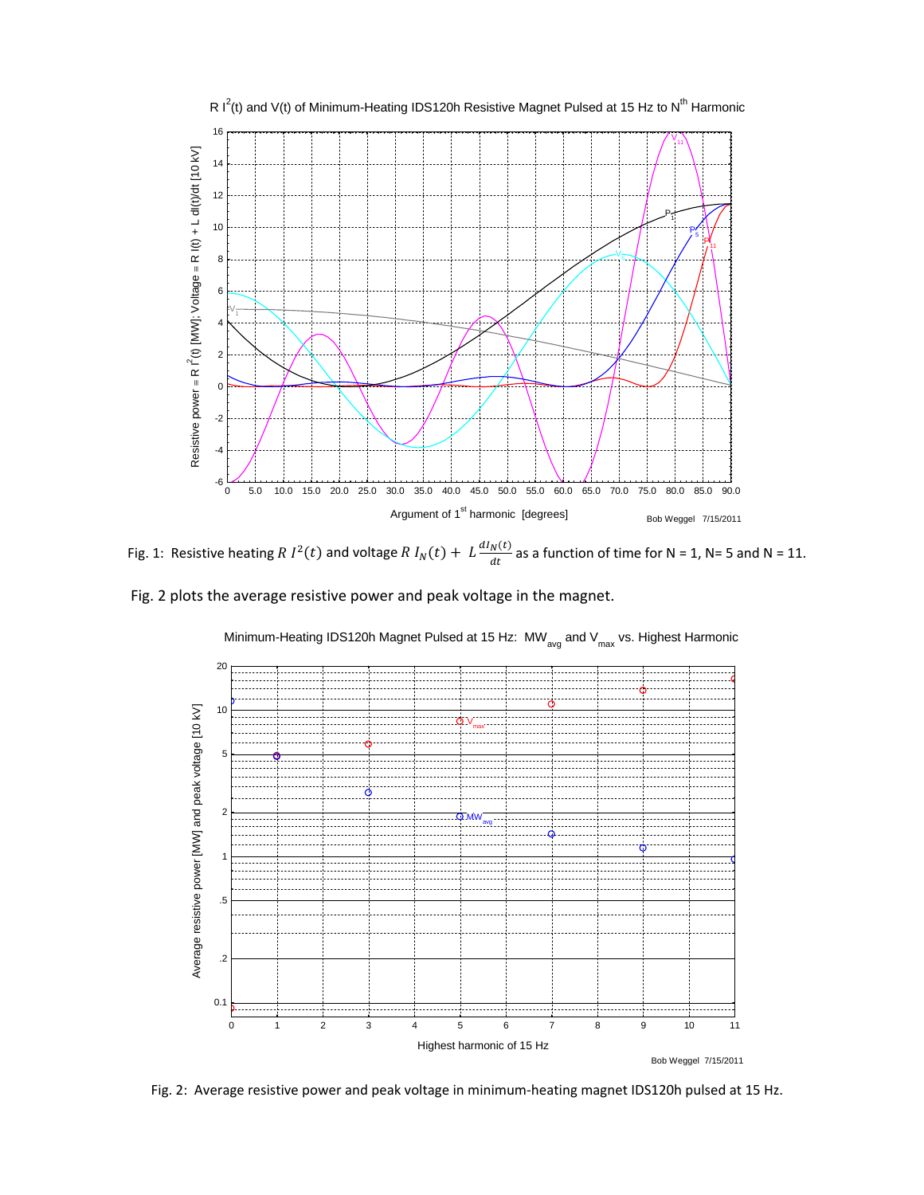Fig. 1: Resistive heating $R\,I^2(t)$ and voltage $R\,I_N(t) + L\frac{dI_N(t)}{dt}$ as a function of time for N = 1, N= 5 and N = 11.

Fig. 2 plots the average resistive power and peak voltage in the magnet.

Fig. 2: Average resistive power and peak voltage in minimum-heating magnet IDS120h pulsed at 15 Hz.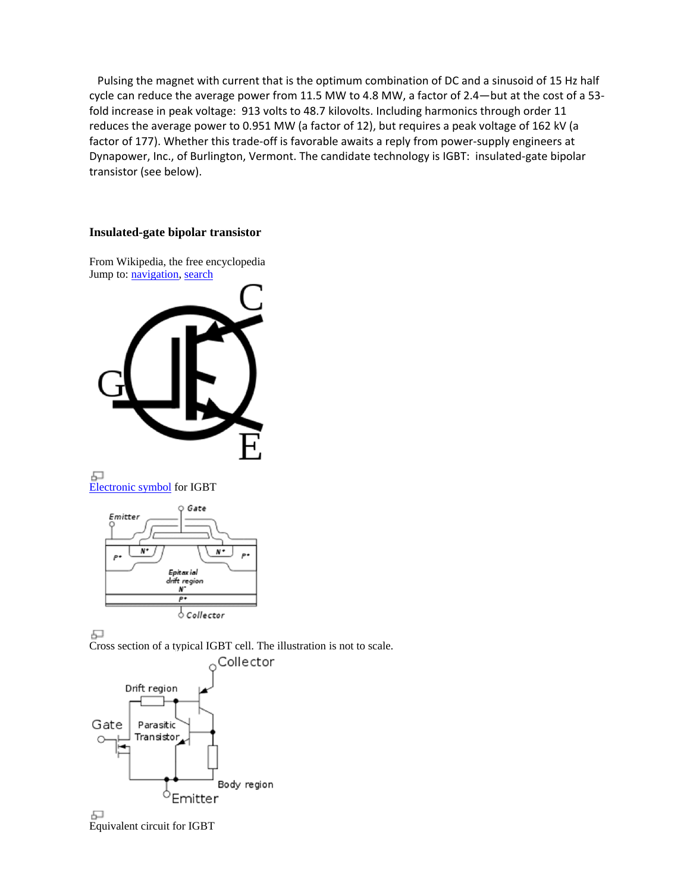Pulsing the magnet with current that is the optimum combination of DC and a sinusoid of 15 Hz half cycle can reduce the average power from 11.5 MW to 4.8 MW, a factor of 2.4—but at the cost of a 53-fold increase in peak voltage: 913 volts to 48.7 kilovolts. Including harmonics through order 11 reduces the average power to 0.951 MW (a factor of 12), but requires a peak voltage of 162 kV (a factor of 177). Whether this trade-off is favorable awaits a reply from power-supply engineers at Dynapower, Inc., of Burlington, Vermont. The candidate technology is IGBT: insulated-gate bipolar transistor (see below).

## Insulated-gate bipolar transistor

From Wikipedia, the free encyclopedia
Jump to: navigation, search

Electronic symbol for IGBT

Cross section of a typical IGBT cell. The illustration is not to scale.

Equivalent circuit for IGBT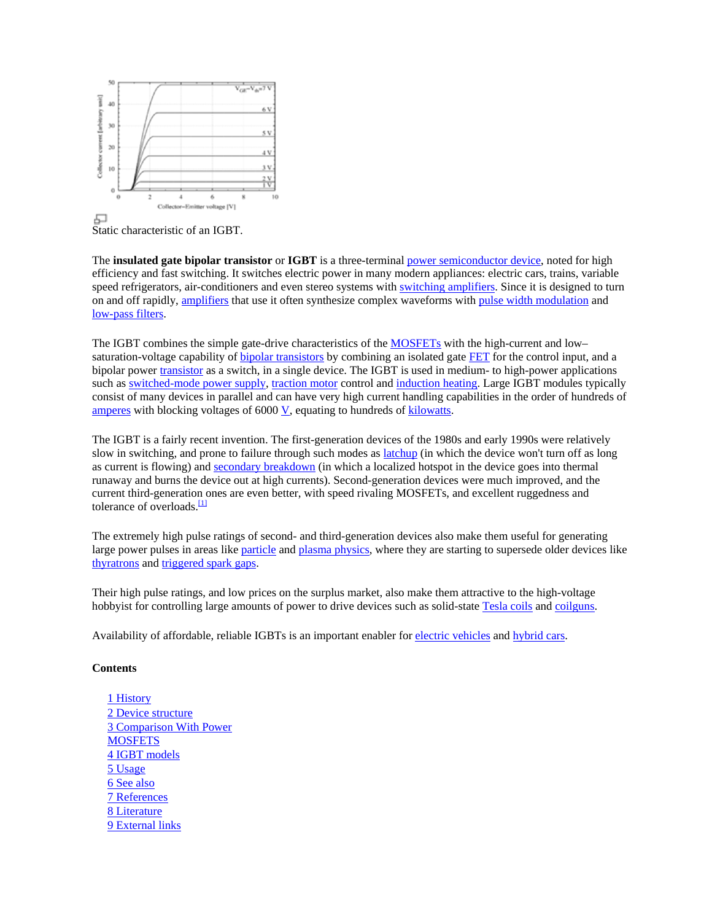Static characteristic of an IGBT.

The **insulated gate bipolar transistor** or **IGBT** is a three-terminal power semiconductor device, noted for high efficiency and fast switching. It switches electric power in many modern appliances: electric cars, trains, variable speed refrigerators, air-conditioners and even stereo systems with switching amplifiers. Since it is designed to turn on and off rapidly, amplifiers that use it often synthesize complex waveforms with pulse width modulation and low-pass filters.

The IGBT combines the simple gate-drive characteristics of the MOSFETs with the high-current and low–saturation-voltage capability of bipolar transistors by combining an isolated gate FET for the control input, and a bipolar power transistor as a switch, in a single device. The IGBT is used in medium- to high-power applications such as switched-mode power supply, traction motor control and induction heating. Large IGBT modules typically consist of many devices in parallel and can have very high current handling capabilities in the order of hundreds of amperes with blocking voltages of 6000 V, equating to hundreds of kilowatts.

The IGBT is a fairly recent invention. The first-generation devices of the 1980s and early 1990s were relatively slow in switching, and prone to failure through such modes as latchup (in which the device won't turn off as long as current is flowing) and secondary breakdown (in which a localized hotspot in the device goes into thermal runaway and burns the device out at high currents). Second-generation devices were much improved, and the current third-generation ones are even better, with speed rivaling MOSFETs, and excellent ruggedness and tolerance of overloads.[1]

The extremely high pulse ratings of second- and third-generation devices also make them useful for generating large power pulses in areas like particle and plasma physics, where they are starting to supersede older devices like thyratrons and triggered spark gaps.

Their high pulse ratings, and low prices on the surplus market, also make them attractive to the high-voltage hobbyist for controlling large amounts of power to drive devices such as solid-state Tesla coils and coilguns.

Availability of affordable, reliable IGBTs is an important enabler for electric vehicles and hybrid cars.

**Contents**

- 1 History
- 2 Device structure
- 3 Comparison With Power MOSFETS
- 4 IGBT models
- 5 Usage
- 6 See also
- 7 References
- 8 Literature
- 9 External links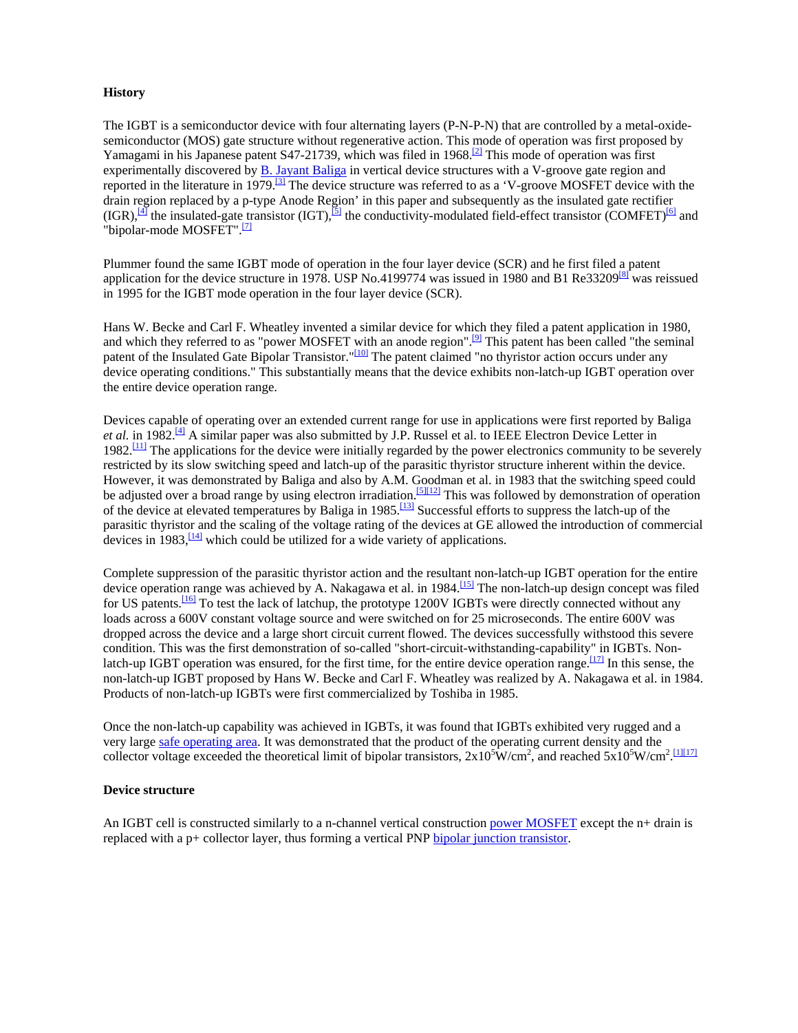### History

The IGBT is a semiconductor device with four alternating layers (P-N-P-N) that are controlled by a metal-oxide-semiconductor (MOS) gate structure without regenerative action. This mode of operation was first proposed by Yamagami in his Japanese patent S47-21739, which was filed in 1968.[2] This mode of operation was first experimentally discovered by B. Jayant Baliga in vertical device structures with a V-groove gate region and reported in the literature in 1979.[3] The device structure was referred to as a 'V-groove MOSFET device with the drain region replaced by a p-type Anode Region' in this paper and subsequently as the insulated gate rectifier (IGR),[4] the insulated-gate transistor (IGT),[5] the conductivity-modulated field-effect transistor (COMFET)[6] and "bipolar-mode MOSFET".[7]

Plummer found the same IGBT mode of operation in the four layer device (SCR) and he first filed a patent application for the device structure in 1978. USP No.4199774 was issued in 1980 and B1 Re33209[8] was reissued in 1995 for the IGBT mode operation in the four layer device (SCR).

Hans W. Becke and Carl F. Wheatley invented a similar device for which they filed a patent application in 1980, and which they referred to as "power MOSFET with an anode region".[9] This patent has been called "the seminal patent of the Insulated Gate Bipolar Transistor."[10] The patent claimed "no thyristor action occurs under any device operating conditions." This substantially means that the device exhibits non-latch-up IGBT operation over the entire device operation range.

Devices capable of operating over an extended current range for use in applications were first reported by Baliga *et al.* in 1982.[4] A similar paper was also submitted by J.P. Russel et al. to IEEE Electron Device Letter in 1982.[11] The applications for the device were initially regarded by the power electronics community to be severely restricted by its slow switching speed and latch-up of the parasitic thyristor structure inherent within the device. However, it was demonstrated by Baliga and also by A.M. Goodman et al. in 1983 that the switching speed could be adjusted over a broad range by using electron irradiation.[5][12] This was followed by demonstration of operation of the device at elevated temperatures by Baliga in 1985.[13] Successful efforts to suppress the latch-up of the parasitic thyristor and the scaling of the voltage rating of the devices at GE allowed the introduction of commercial devices in 1983,[14] which could be utilized for a wide variety of applications.

Complete suppression of the parasitic thyristor action and the resultant non-latch-up IGBT operation for the entire device operation range was achieved by A. Nakagawa et al. in 1984.[15] The non-latch-up design concept was filed for US patents.[16] To test the lack of latchup, the prototype 1200V IGBTs were directly connected without any loads across a 600V constant voltage source and were switched on for 25 microseconds. The entire 600V was dropped across the device and a large short circuit current flowed. The devices successfully withstood this severe condition. This was the first demonstration of so-called "short-circuit-withstanding-capability" in IGBTs. Non-latch-up IGBT operation was ensured, for the first time, for the entire device operation range.[17] In this sense, the non-latch-up IGBT proposed by Hans W. Becke and Carl F. Wheatley was realized by A. Nakagawa et al. in 1984. Products of non-latch-up IGBTs were first commercialized by Toshiba in 1985.

Once the non-latch-up capability was achieved in IGBTs, it was found that IGBTs exhibited very rugged and a very large safe operating area. It was demonstrated that the product of the operating current density and the collector voltage exceeded the theoretical limit of bipolar transistors, $2\times10^5 W/cm^2$, and reached $5\times10^5 W/cm^2$.[1][17]

### Device structure

An IGBT cell is constructed similarly to a n-channel vertical construction power MOSFET except the n+ drain is replaced with a p+ collector layer, thus forming a vertical PNP bipolar junction transistor.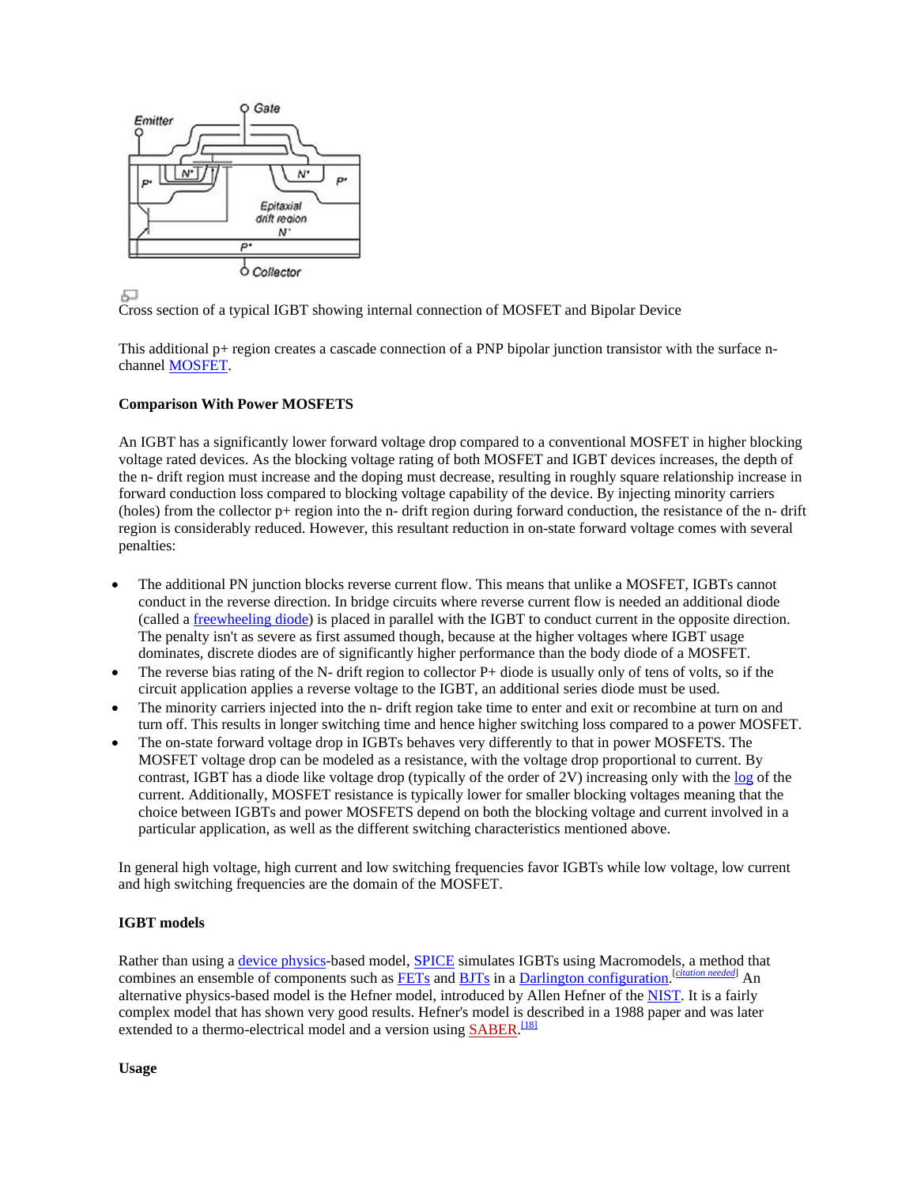Cross section of a typical IGBT showing internal connection of MOSFET and Bipolar Device

This additional p+ region creates a cascade connection of a PNP bipolar junction transistor with the surface n-channel MOSFET.

**Comparison With Power MOSFETS**

An IGBT has a significantly lower forward voltage drop compared to a conventional MOSFET in higher blocking voltage rated devices. As the blocking voltage rating of both MOSFET and IGBT devices increases, the depth of the n- drift region must increase and the doping must decrease, resulting in roughly square relationship increase in forward conduction loss compared to blocking voltage capability of the device. By injecting minority carriers (holes) from the collector p+ region into the n- drift region during forward conduction, the resistance of the n- drift region is considerably reduced. However, this resultant reduction in on-state forward voltage comes with several penalties:

- The additional PN junction blocks reverse current flow. This means that unlike a MOSFET, IGBTs cannot conduct in the reverse direction. In bridge circuits where reverse current flow is needed an additional diode (called a freewheeling diode) is placed in parallel with the IGBT to conduct current in the opposite direction. The penalty isn't as severe as first assumed though, because at the higher voltages where IGBT usage dominates, discrete diodes are of significantly higher performance than the body diode of a MOSFET.
- The reverse bias rating of the N- drift region to collector P+ diode is usually only of tens of volts, so if the circuit application applies a reverse voltage to the IGBT, an additional series diode must be used.
- The minority carriers injected into the n- drift region take time to enter and exit or recombine at turn on and turn off. This results in longer switching time and hence higher switching loss compared to a power MOSFET.
- The on-state forward voltage drop in IGBTs behaves very differently to that in power MOSFETS. The MOSFET voltage drop can be modeled as a resistance, with the voltage drop proportional to current. By contrast, IGBT has a diode like voltage drop (typically of the order of 2V) increasing only with the log of the current. Additionally, MOSFET resistance is typically lower for smaller blocking voltages meaning that the choice between IGBTs and power MOSFETS depend on both the blocking voltage and current involved in a particular application, as well as the different switching characteristics mentioned above.

In general high voltage, high current and low switching frequencies favor IGBTs while low voltage, low current and high switching frequencies are the domain of the MOSFET.

**IGBT models**

Rather than using a device physics-based model, SPICE simulates IGBTs using Macromodels, a method that combines an ensemble of components such as FETs and BJTs in a Darlington configuration.[citation needed] An alternative physics-based model is the Hefner model, introduced by Allen Hefner of the NIST. It is a fairly complex model that has shown very good results. Hefner's model is described in a 1988 paper and was later extended to a thermo-electrical model and a version using SABER.[18]

**Usage**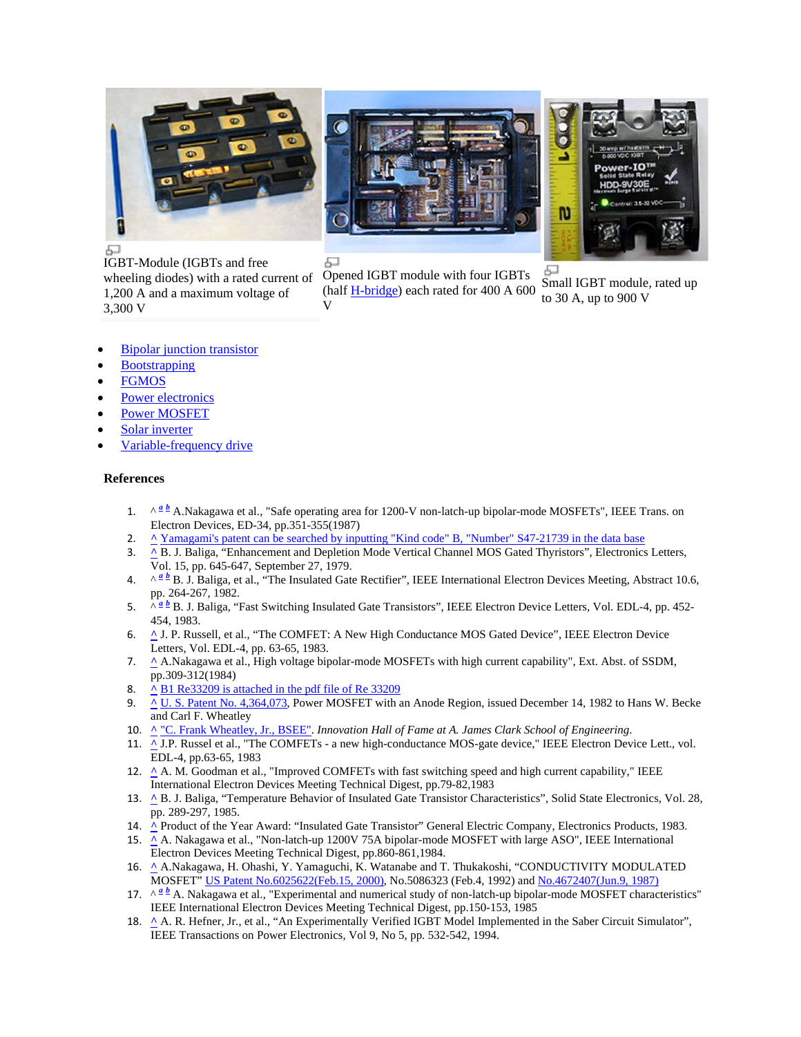IGBT-Module (IGBTs and free wheeling diodes) with a rated current of 1,200 A and a maximum voltage of 3,300 V

Opened IGBT module with four IGBTs (half H-bridge) each rated for 400 A 600 V

Small IGBT module, rated up to 30 A, up to 900 V

- Bipolar junction transistor
- Bootstrapping
- FGMOS
- Power electronics
- Power MOSFET
- Solar inverter
- Variable-frequency drive

### References

1. ^ a b A.Nakagawa et al., "Safe operating area for 1200-V non-latch-up bipolar-mode MOSFETs", IEEE Trans. on Electron Devices, ED-34, pp.351-355(1987)
2. ^ Yamagami's patent can be searched by inputting "Kind code" B, "Number" S47-21739 in the data base
3. ^ B. J. Baliga, “Enhancement and Depletion Mode Vertical Channel MOS Gated Thyristors”, Electronics Letters, Vol. 15, pp. 645-647, September 27, 1979.
4. ^ a b B. J. Baliga, et al., “The Insulated Gate Rectifier”, IEEE International Electron Devices Meeting, Abstract 10.6, pp. 264-267, 1982.
5. ^ a b B. J. Baliga, “Fast Switching Insulated Gate Transistors”, IEEE Electron Device Letters, Vol. EDL-4, pp. 452-454, 1983.
6. ^ J. P. Russell, et al., “The COMFET: A New High Conductance MOS Gated Device”, IEEE Electron Device Letters, Vol. EDL-4, pp. 63-65, 1983.
7. ^ A.Nakagawa et al., High voltage bipolar-mode MOSFETs with high current capability", Ext. Abst. of SSDM, pp.309-312(1984)
8. ^ B1 Re33209 is attached in the pdf file of Re 33209
9. ^ U. S. Patent No. 4,364,073, Power MOSFET with an Anode Region, issued December 14, 1982 to Hans W. Becke and Carl F. Wheatley
10. ^ "C. Frank Wheatley, Jr., BSEE". *Innovation Hall of Fame at A. James Clark School of Engineering*.
11. ^ J.P. Russel et al., "The COMFETs - a new high-conductance MOS-gate device," IEEE Electron Device Lett., vol. EDL-4, pp.63-65, 1983
12. ^ A. M. Goodman et al., "Improved COMFETs with fast switching speed and high current capability," IEEE International Electron Devices Meeting Technical Digest, pp.79-82,1983
13. ^ B. J. Baliga, “Temperature Behavior of Insulated Gate Transistor Characteristics”, Solid State Electronics, Vol. 28, pp. 289-297, 1985.
14. ^ Product of the Year Award: “Insulated Gate Transistor” General Electric Company, Electronics Products, 1983.
15. ^ A. Nakagawa et al., "Non-latch-up 1200V 75A bipolar-mode MOSFET with large ASO", IEEE International Electron Devices Meeting Technical Digest, pp.860-861,1984.
16. ^ A.Nakagawa, H. Ohashi, Y. Yamaguchi, K. Watanabe and T. Thukakoshi, “CONDUCTIVITY MODULATED MOSFET” US Patent No.6025622(Feb.15, 2000), No.5086323 (Feb.4, 1992) and No.4672407(Jun.9, 1987)
17. ^ a b A. Nakagawa et al., "Experimental and numerical study of non-latch-up bipolar-mode MOSFET characteristics" IEEE International Electron Devices Meeting Technical Digest, pp.150-153, 1985
18. ^ A. R. Hefner, Jr., et al., “An Experimentally Verified IGBT Model Implemented in the Saber Circuit Simulator”, IEEE Transactions on Power Electronics, Vol 9, No 5, pp. 532-542, 1994.